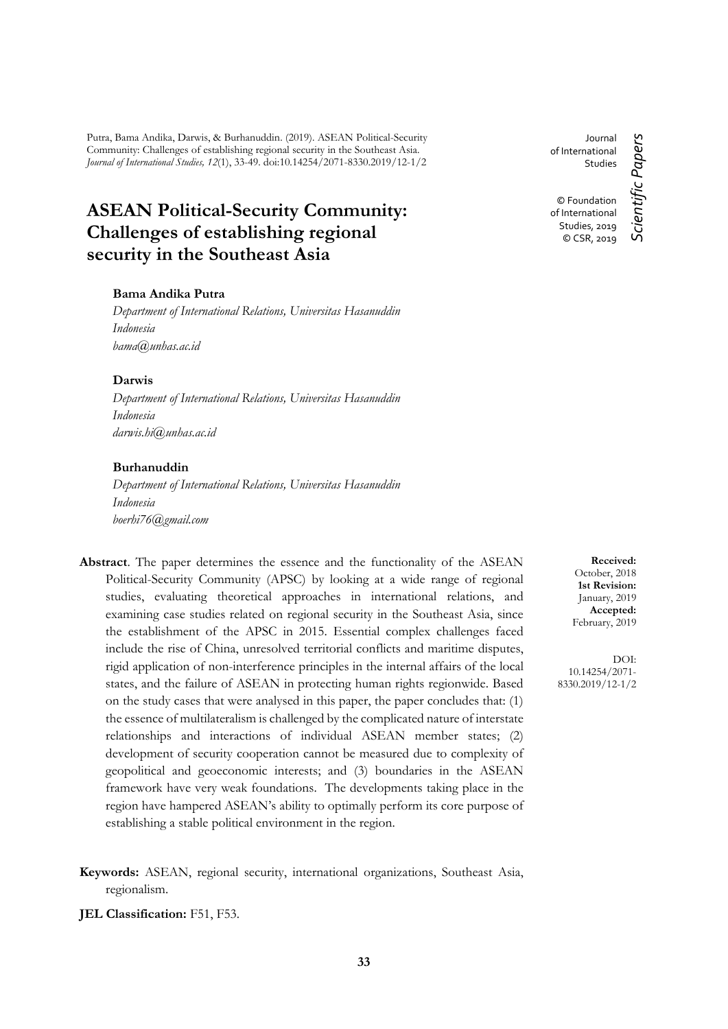Putra, Bama Andika, Darwis, & Burhanuddin. (2019). ASEAN Political-Security Community: Challenges of establishing regional security in the Southeast Asia. *Journal of International Studies, 12*(1), 33-49. doi:10.14254/2071-8330.2019/12-1/2

Journal of International Studies

© Foundation of International Studies, 2019
© CSR, 2019

*Scientific Papers*

# ASEAN Political-Security Community: Challenges of establishing regional security in the Southeast Asia

**Bama Andika Putra**
*Department of International Relations, Universitas Hasanuddin*
*Indonesia*
*bama@unhas.ac.id*

**Darwis**
*Department of International Relations, Universitas Hasanuddin*
*Indonesia*
*darwis.hi@unhas.ac.id*

**Burhanuddin**
*Department of International Relations, Universitas Hasanuddin*
*Indonesia*
*boerhi76@gmail.com*

**Received:** October, 2018
**1st Revision:** January, 2019
**Accepted:** February, 2019

DOI: 10.14254/2071-8330.2019/12-1/2

**Abstract**. The paper determines the essence and the functionality of the ASEAN Political-Security Community (APSC) by looking at a wide range of regional studies, evaluating theoretical approaches in international relations, and examining case studies related on regional security in the Southeast Asia, since the establishment of the APSC in 2015. Essential complex challenges faced include the rise of China, unresolved territorial conflicts and maritime disputes, rigid application of non-interference principles in the internal affairs of the local states, and the failure of ASEAN in protecting human rights regionwide. Based on the study cases that were analysed in this paper, the paper concludes that: (1) the essence of multilateralism is challenged by the complicated nature of interstate relationships and interactions of individual ASEAN member states; (2) development of security cooperation cannot be measured due to complexity of geopolitical and geoeconomic interests; and (3) boundaries in the ASEAN framework have very weak foundations. The developments taking place in the region have hampered ASEAN's ability to optimally perform its core purpose of establishing a stable political environment in the region.

**Keywords:** ASEAN, regional security, international organizations, Southeast Asia, regionalism.

**JEL Classification:** F51, F53.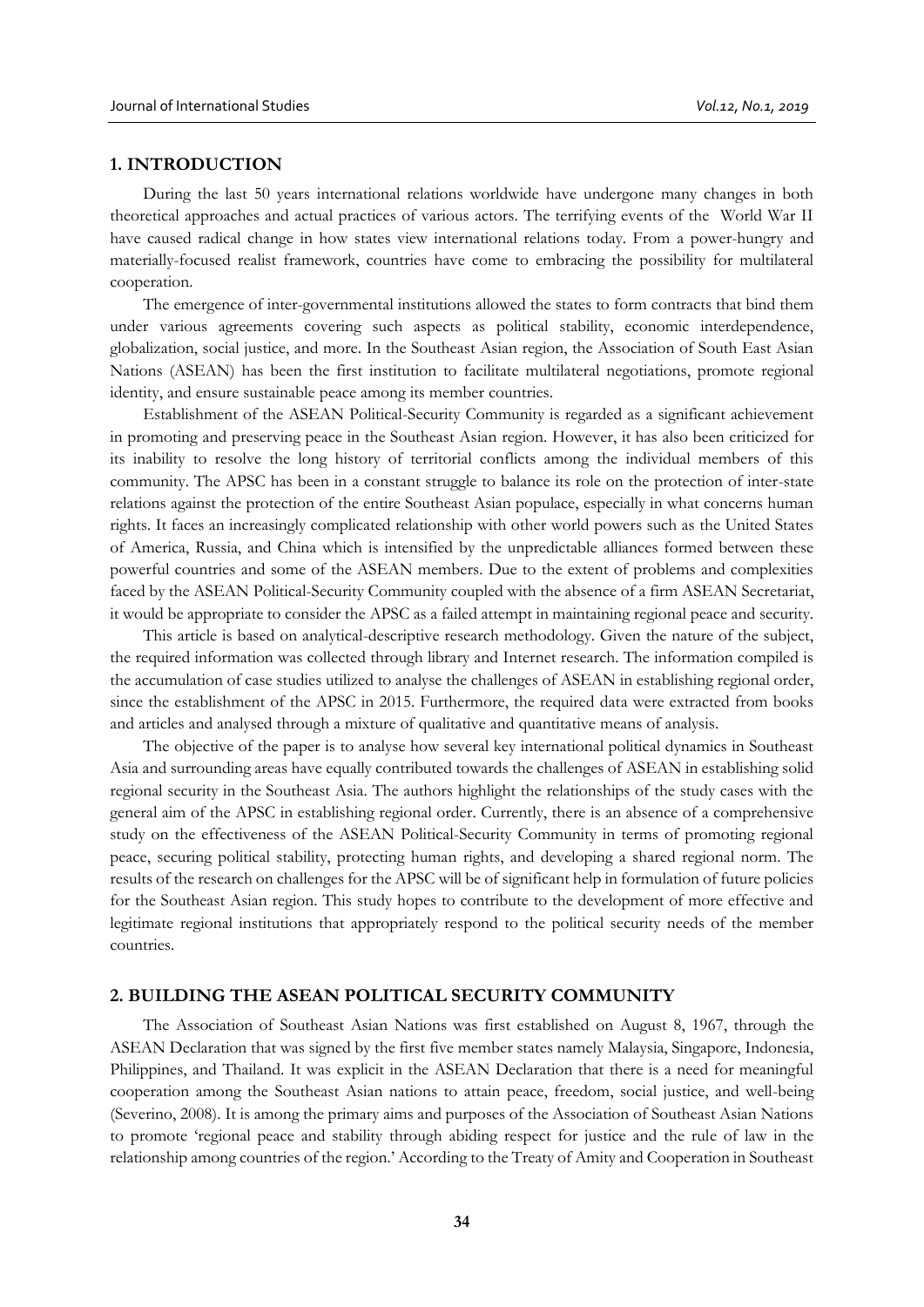## 1. INTRODUCTION

During the last 50 years international relations worldwide have undergone many changes in both theoretical approaches and actual practices of various actors. The terrifying events of the World War II have caused radical change in how states view international relations today. From a power-hungry and materially-focused realist framework, countries have come to embracing the possibility for multilateral cooperation.

The emergence of inter-governmental institutions allowed the states to form contracts that bind them under various agreements covering such aspects as political stability, economic interdependence, globalization, social justice, and more. In the Southeast Asian region, the Association of South East Asian Nations (ASEAN) has been the first institution to facilitate multilateral negotiations, promote regional identity, and ensure sustainable peace among its member countries.

Establishment of the ASEAN Political-Security Community is regarded as a significant achievement in promoting and preserving peace in the Southeast Asian region. However, it has also been criticized for its inability to resolve the long history of territorial conflicts among the individual members of this community. The APSC has been in a constant struggle to balance its role on the protection of inter-state relations against the protection of the entire Southeast Asian populace, especially in what concerns human rights. It faces an increasingly complicated relationship with other world powers such as the United States of America, Russia, and China which is intensified by the unpredictable alliances formed between these powerful countries and some of the ASEAN members. Due to the extent of problems and complexities faced by the ASEAN Political-Security Community coupled with the absence of a firm ASEAN Secretariat, it would be appropriate to consider the APSC as a failed attempt in maintaining regional peace and security.

This article is based on analytical-descriptive research methodology. Given the nature of the subject, the required information was collected through library and Internet research. The information compiled is the accumulation of case studies utilized to analyse the challenges of ASEAN in establishing regional order, since the establishment of the APSC in 2015. Furthermore, the required data were extracted from books and articles and analysed through a mixture of qualitative and quantitative means of analysis.

The objective of the paper is to analyse how several key international political dynamics in Southeast Asia and surrounding areas have equally contributed towards the challenges of ASEAN in establishing solid regional security in the Southeast Asia. The authors highlight the relationships of the study cases with the general aim of the APSC in establishing regional order. Currently, there is an absence of a comprehensive study on the effectiveness of the ASEAN Political-Security Community in terms of promoting regional peace, securing political stability, protecting human rights, and developing a shared regional norm. The results of the research on challenges for the APSC will be of significant help in formulation of future policies for the Southeast Asian region. This study hopes to contribute to the development of more effective and legitimate regional institutions that appropriately respond to the political security needs of the member countries.

## 2. BUILDING THE ASEAN POLITICAL SECURITY COMMUNITY

The Association of Southeast Asian Nations was first established on August 8, 1967, through the ASEAN Declaration that was signed by the first five member states namely Malaysia, Singapore, Indonesia, Philippines, and Thailand. It was explicit in the ASEAN Declaration that there is a need for meaningful cooperation among the Southeast Asian nations to attain peace, freedom, social justice, and well-being (Severino, 2008). It is among the primary aims and purposes of the Association of Southeast Asian Nations to promote 'regional peace and stability through abiding respect for justice and the rule of law in the relationship among countries of the region.' According to the Treaty of Amity and Cooperation in Southeast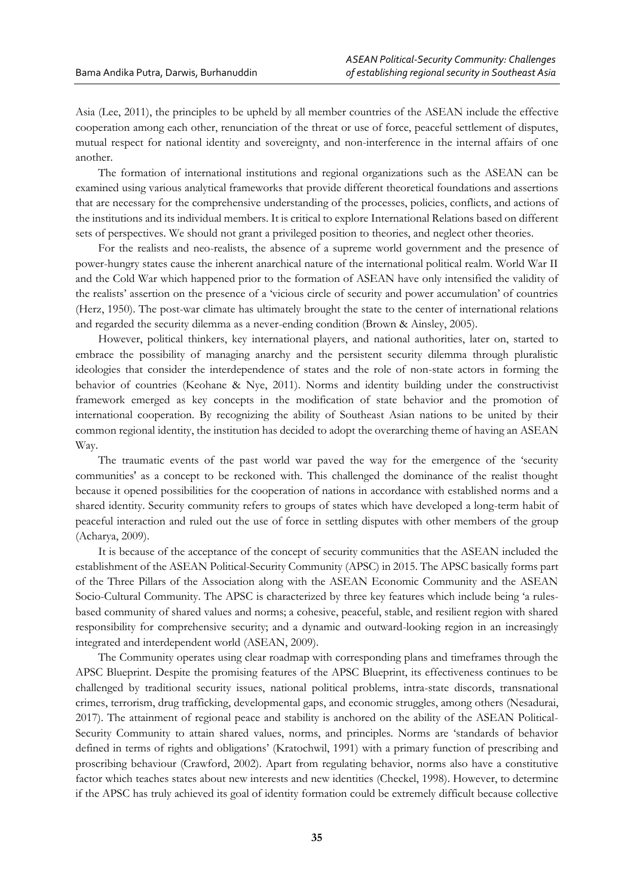Asia (Lee, 2011), the principles to be upheld by all member countries of the ASEAN include the effective cooperation among each other, renunciation of the threat or use of force, peaceful settlement of disputes, mutual respect for national identity and sovereignty, and non-interference in the internal affairs of one another.

The formation of international institutions and regional organizations such as the ASEAN can be examined using various analytical frameworks that provide different theoretical foundations and assertions that are necessary for the comprehensive understanding of the processes, policies, conflicts, and actions of the institutions and its individual members. It is critical to explore International Relations based on different sets of perspectives. We should not grant a privileged position to theories, and neglect other theories.

For the realists and neo-realists, the absence of a supreme world government and the presence of power-hungry states cause the inherent anarchical nature of the international political realm. World War II and the Cold War which happened prior to the formation of ASEAN have only intensified the validity of the realists' assertion on the presence of a 'vicious circle of security and power accumulation' of countries (Herz, 1950). The post-war climate has ultimately brought the state to the center of international relations and regarded the security dilemma as a never-ending condition (Brown & Ainsley, 2005).

However, political thinkers, key international players, and national authorities, later on, started to embrace the possibility of managing anarchy and the persistent security dilemma through pluralistic ideologies that consider the interdependence of states and the role of non-state actors in forming the behavior of countries (Keohane & Nye, 2011). Norms and identity building under the constructivist framework emerged as key concepts in the modification of state behavior and the promotion of international cooperation. By recognizing the ability of Southeast Asian nations to be united by their common regional identity, the institution has decided to adopt the overarching theme of having an ASEAN Way.

The traumatic events of the past world war paved the way for the emergence of the 'security communities' as a concept to be reckoned with. This challenged the dominance of the realist thought because it opened possibilities for the cooperation of nations in accordance with established norms and a shared identity. Security community refers to groups of states which have developed a long-term habit of peaceful interaction and ruled out the use of force in settling disputes with other members of the group (Acharya, 2009).

It is because of the acceptance of the concept of security communities that the ASEAN included the establishment of the ASEAN Political-Security Community (APSC) in 2015. The APSC basically forms part of the Three Pillars of the Association along with the ASEAN Economic Community and the ASEAN Socio-Cultural Community. The APSC is characterized by three key features which include being 'a rules-based community of shared values and norms; a cohesive, peaceful, stable, and resilient region with shared responsibility for comprehensive security; and a dynamic and outward-looking region in an increasingly integrated and interdependent world (ASEAN, 2009).

The Community operates using clear roadmap with corresponding plans and timeframes through the APSC Blueprint. Despite the promising features of the APSC Blueprint, its effectiveness continues to be challenged by traditional security issues, national political problems, intra-state discords, transnational crimes, terrorism, drug trafficking, developmental gaps, and economic struggles, among others (Nesadurai, 2017). The attainment of regional peace and stability is anchored on the ability of the ASEAN Political-Security Community to attain shared values, norms, and principles. Norms are 'standards of behavior defined in terms of rights and obligations' (Kratochwil, 1991) with a primary function of prescribing and proscribing behaviour (Crawford, 2002). Apart from regulating behavior, norms also have a constitutive factor which teaches states about new interests and new identities (Checkel, 1998). However, to determine if the APSC has truly achieved its goal of identity formation could be extremely difficult because collective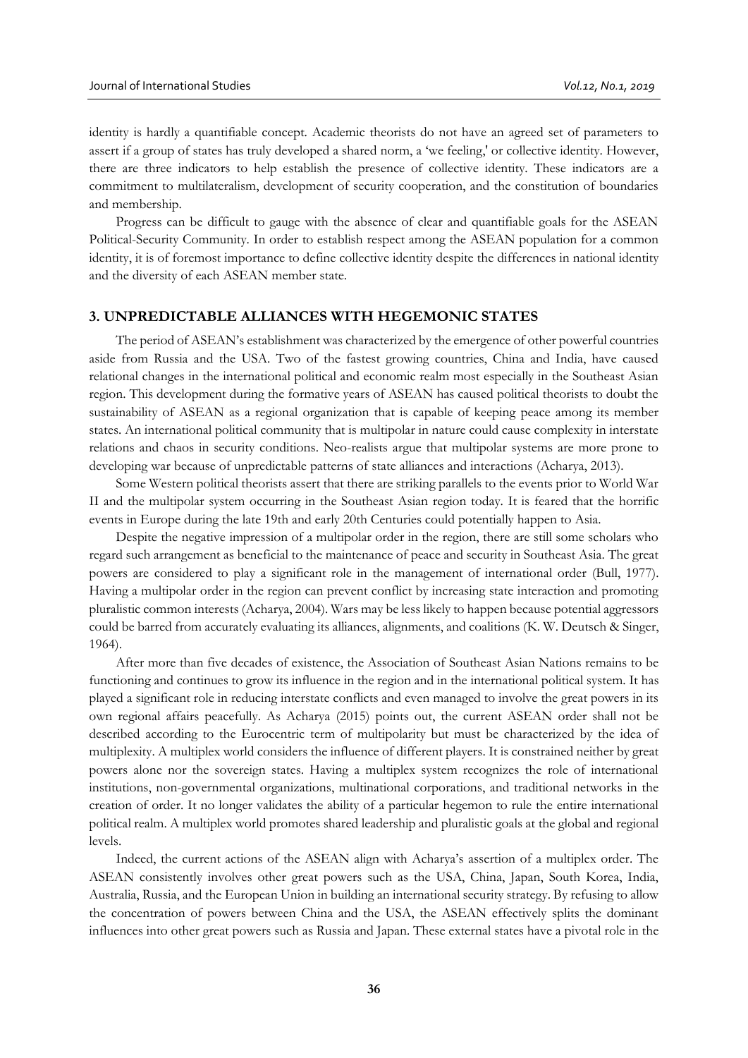identity is hardly a quantifiable concept. Academic theorists do not have an agreed set of parameters to assert if a group of states has truly developed a shared norm, a 'we feeling,' or collective identity. However, there are three indicators to help establish the presence of collective identity. These indicators are a commitment to multilateralism, development of security cooperation, and the constitution of boundaries and membership.

Progress can be difficult to gauge with the absence of clear and quantifiable goals for the ASEAN Political-Security Community. In order to establish respect among the ASEAN population for a common identity, it is of foremost importance to define collective identity despite the differences in national identity and the diversity of each ASEAN member state.

## 3. UNPREDICTABLE ALLIANCES WITH HEGEMONIC STATES

The period of ASEAN's establishment was characterized by the emergence of other powerful countries aside from Russia and the USA. Two of the fastest growing countries, China and India, have caused relational changes in the international political and economic realm most especially in the Southeast Asian region. This development during the formative years of ASEAN has caused political theorists to doubt the sustainability of ASEAN as a regional organization that is capable of keeping peace among its member states. An international political community that is multipolar in nature could cause complexity in interstate relations and chaos in security conditions. Neo-realists argue that multipolar systems are more prone to developing war because of unpredictable patterns of state alliances and interactions (Acharya, 2013).

Some Western political theorists assert that there are striking parallels to the events prior to World War II and the multipolar system occurring in the Southeast Asian region today. It is feared that the horrific events in Europe during the late 19th and early 20th Centuries could potentially happen to Asia.

Despite the negative impression of a multipolar order in the region, there are still some scholars who regard such arrangement as beneficial to the maintenance of peace and security in Southeast Asia. The great powers are considered to play a significant role in the management of international order (Bull, 1977). Having a multipolar order in the region can prevent conflict by increasing state interaction and promoting pluralistic common interests (Acharya, 2004). Wars may be less likely to happen because potential aggressors could be barred from accurately evaluating its alliances, alignments, and coalitions (K. W. Deutsch & Singer, 1964).

After more than five decades of existence, the Association of Southeast Asian Nations remains to be functioning and continues to grow its influence in the region and in the international political system. It has played a significant role in reducing interstate conflicts and even managed to involve the great powers in its own regional affairs peacefully. As Acharya (2015) points out, the current ASEAN order shall not be described according to the Eurocentric term of multipolarity but must be characterized by the idea of multiplexity. A multiplex world considers the influence of different players. It is constrained neither by great powers alone nor the sovereign states. Having a multiplex system recognizes the role of international institutions, non-governmental organizations, multinational corporations, and traditional networks in the creation of order. It no longer validates the ability of a particular hegemon to rule the entire international political realm. A multiplex world promotes shared leadership and pluralistic goals at the global and regional levels.

Indeed, the current actions of the ASEAN align with Acharya's assertion of a multiplex order. The ASEAN consistently involves other great powers such as the USA, China, Japan, South Korea, India, Australia, Russia, and the European Union in building an international security strategy. By refusing to allow the concentration of powers between China and the USA, the ASEAN effectively splits the dominant influences into other great powers such as Russia and Japan. These external states have a pivotal role in the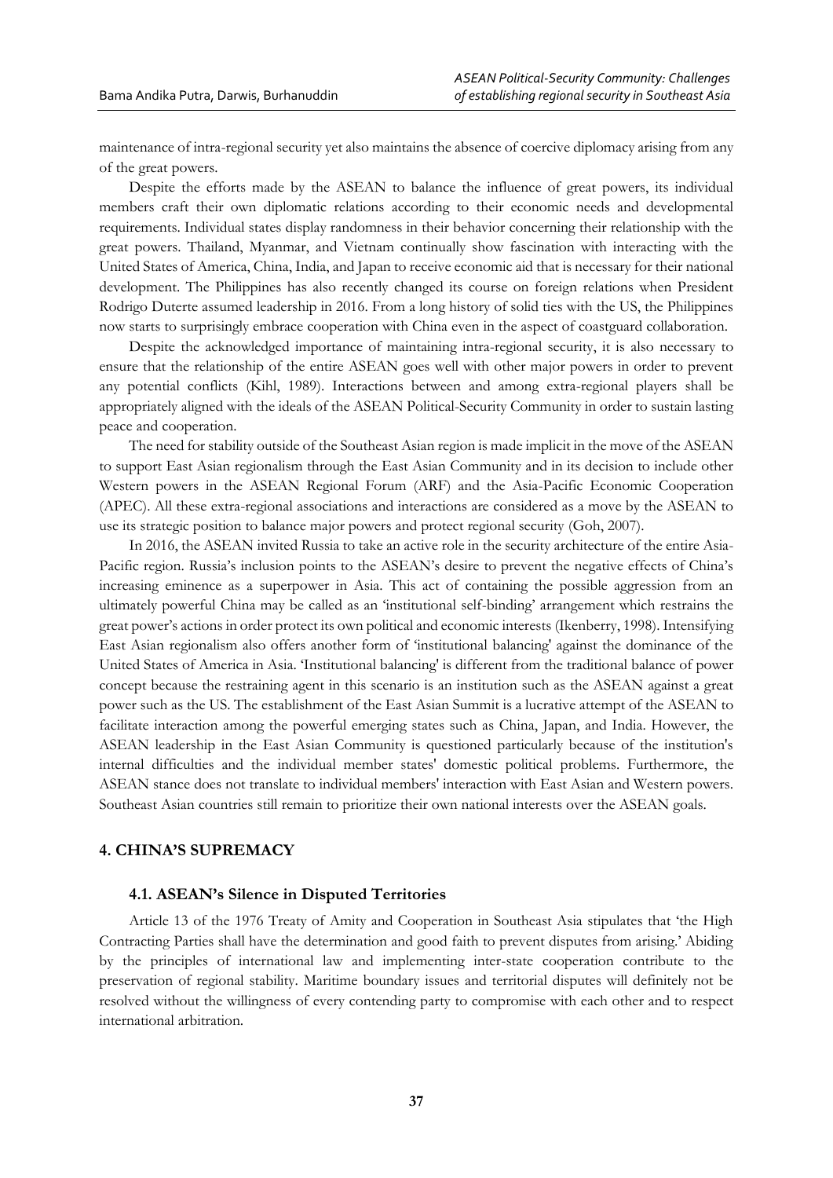maintenance of intra-regional security yet also maintains the absence of coercive diplomacy arising from any of the great powers.

Despite the efforts made by the ASEAN to balance the influence of great powers, its individual members craft their own diplomatic relations according to their economic needs and developmental requirements. Individual states display randomness in their behavior concerning their relationship with the great powers. Thailand, Myanmar, and Vietnam continually show fascination with interacting with the United States of America, China, India, and Japan to receive economic aid that is necessary for their national development. The Philippines has also recently changed its course on foreign relations when President Rodrigo Duterte assumed leadership in 2016. From a long history of solid ties with the US, the Philippines now starts to surprisingly embrace cooperation with China even in the aspect of coastguard collaboration.

Despite the acknowledged importance of maintaining intra-regional security, it is also necessary to ensure that the relationship of the entire ASEAN goes well with other major powers in order to prevent any potential conflicts (Kihl, 1989). Interactions between and among extra-regional players shall be appropriately aligned with the ideals of the ASEAN Political-Security Community in order to sustain lasting peace and cooperation.

The need for stability outside of the Southeast Asian region is made implicit in the move of the ASEAN to support East Asian regionalism through the East Asian Community and in its decision to include other Western powers in the ASEAN Regional Forum (ARF) and the Asia-Pacific Economic Cooperation (APEC). All these extra-regional associations and interactions are considered as a move by the ASEAN to use its strategic position to balance major powers and protect regional security (Goh, 2007).

In 2016, the ASEAN invited Russia to take an active role in the security architecture of the entire Asia-Pacific region. Russia's inclusion points to the ASEAN's desire to prevent the negative effects of China's increasing eminence as a superpower in Asia. This act of containing the possible aggression from an ultimately powerful China may be called as an 'institutional self-binding' arrangement which restrains the great power's actions in order protect its own political and economic interests (Ikenberry, 1998). Intensifying East Asian regionalism also offers another form of 'institutional balancing' against the dominance of the United States of America in Asia. 'Institutional balancing' is different from the traditional balance of power concept because the restraining agent in this scenario is an institution such as the ASEAN against a great power such as the US. The establishment of the East Asian Summit is a lucrative attempt of the ASEAN to facilitate interaction among the powerful emerging states such as China, Japan, and India. However, the ASEAN leadership in the East Asian Community is questioned particularly because of the institution's internal difficulties and the individual member states' domestic political problems. Furthermore, the ASEAN stance does not translate to individual members' interaction with East Asian and Western powers. Southeast Asian countries still remain to prioritize their own national interests over the ASEAN goals.

## 4. CHINA'S SUPREMACY

### 4.1. ASEAN's Silence in Disputed Territories

Article 13 of the 1976 Treaty of Amity and Cooperation in Southeast Asia stipulates that 'the High Contracting Parties shall have the determination and good faith to prevent disputes from arising.' Abiding by the principles of international law and implementing inter-state cooperation contribute to the preservation of regional stability. Maritime boundary issues and territorial disputes will definitely not be resolved without the willingness of every contending party to compromise with each other and to respect international arbitration.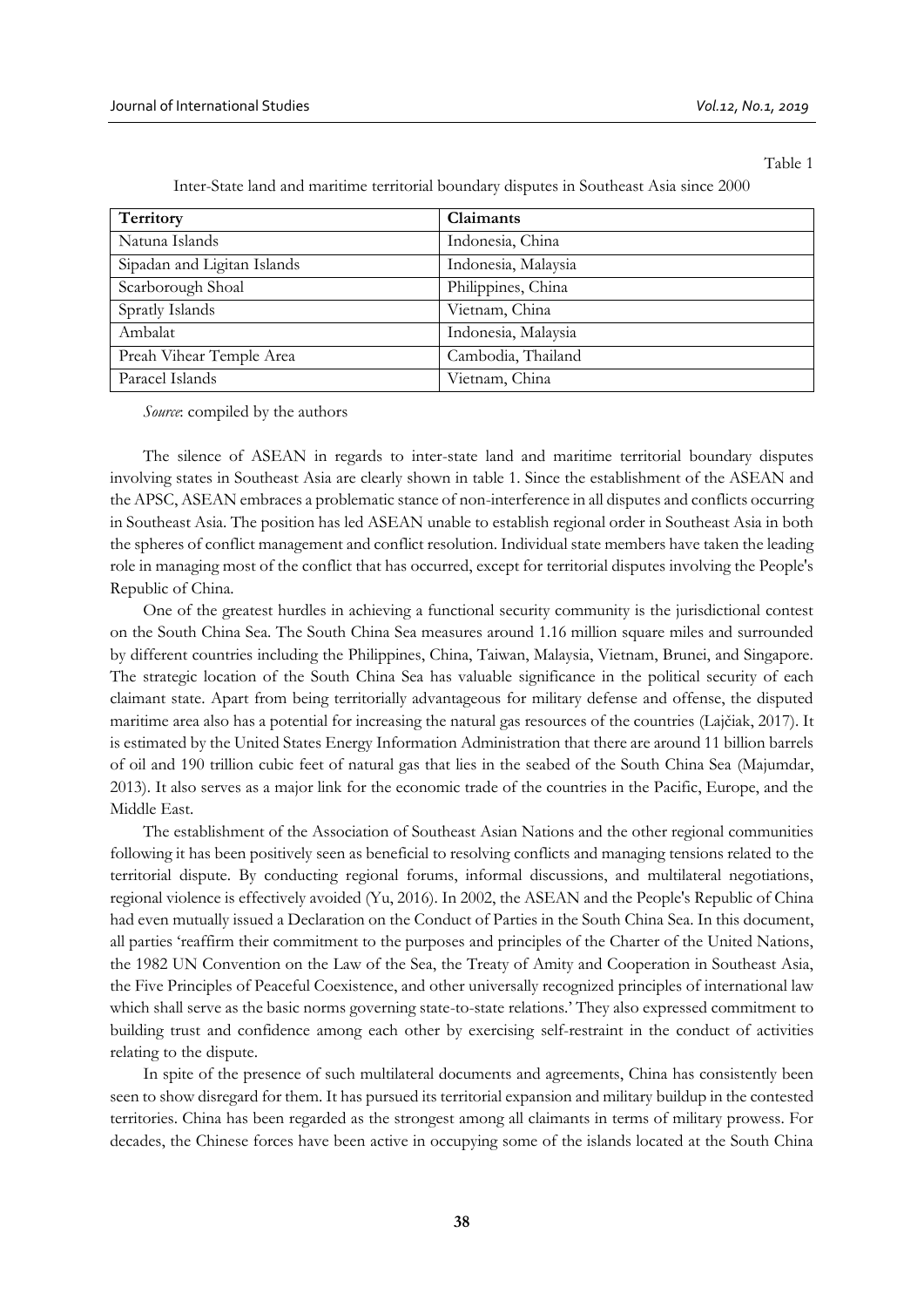Table 1

Inter-State land and maritime territorial boundary disputes in Southeast Asia since 2000

| Territory | Claimants |
|---|---|
| Natuna Islands | Indonesia, China |
| Sipadan and Ligitan Islands | Indonesia, Malaysia |
| Scarborough Shoal | Philippines, China |
| Spratly Islands | Vietnam, China |
| Ambalat | Indonesia, Malaysia |
| Preah Vihear Temple Area | Cambodia, Thailand |
| Paracel Islands | Vietnam, China |

*Source*: compiled by the authors

The silence of ASEAN in regards to inter-state land and maritime territorial boundary disputes involving states in Southeast Asia are clearly shown in table 1. Since the establishment of the ASEAN and the APSC, ASEAN embraces a problematic stance of non-interference in all disputes and conflicts occurring in Southeast Asia. The position has led ASEAN unable to establish regional order in Southeast Asia in both the spheres of conflict management and conflict resolution. Individual state members have taken the leading role in managing most of the conflict that has occurred, except for territorial disputes involving the People's Republic of China.

One of the greatest hurdles in achieving a functional security community is the jurisdictional contest on the South China Sea. The South China Sea measures around 1.16 million square miles and surrounded by different countries including the Philippines, China, Taiwan, Malaysia, Vietnam, Brunei, and Singapore. The strategic location of the South China Sea has valuable significance in the political security of each claimant state. Apart from being territorially advantageous for military defense and offense, the disputed maritime area also has a potential for increasing the natural gas resources of the countries (Lajčiak, 2017). It is estimated by the United States Energy Information Administration that there are around 11 billion barrels of oil and 190 trillion cubic feet of natural gas that lies in the seabed of the South China Sea (Majumdar, 2013). It also serves as a major link for the economic trade of the countries in the Pacific, Europe, and the Middle East.

The establishment of the Association of Southeast Asian Nations and the other regional communities following it has been positively seen as beneficial to resolving conflicts and managing tensions related to the territorial dispute. By conducting regional forums, informal discussions, and multilateral negotiations, regional violence is effectively avoided (Yu, 2016). In 2002, the ASEAN and the People's Republic of China had even mutually issued a Declaration on the Conduct of Parties in the South China Sea. In this document, all parties 'reaffirm their commitment to the purposes and principles of the Charter of the United Nations, the 1982 UN Convention on the Law of the Sea, the Treaty of Amity and Cooperation in Southeast Asia, the Five Principles of Peaceful Coexistence, and other universally recognized principles of international law which shall serve as the basic norms governing state-to-state relations.' They also expressed commitment to building trust and confidence among each other by exercising self-restraint in the conduct of activities relating to the dispute.

In spite of the presence of such multilateral documents and agreements, China has consistently been seen to show disregard for them. It has pursued its territorial expansion and military buildup in the contested territories. China has been regarded as the strongest among all claimants in terms of military prowess. For decades, the Chinese forces have been active in occupying some of the islands located at the South China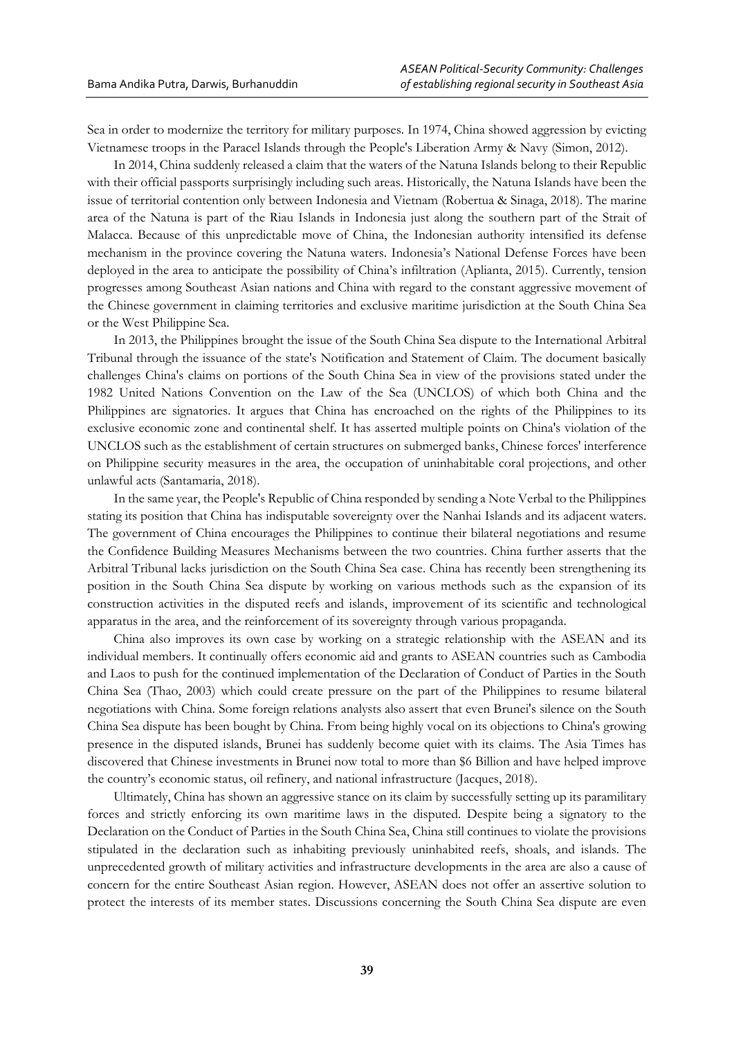Sea in order to modernize the territory for military purposes. In 1974, China showed aggression by evicting Vietnamese troops in the Paracel Islands through the People's Liberation Army & Navy (Simon, 2012).

In 2014, China suddenly released a claim that the waters of the Natuna Islands belong to their Republic with their official passports surprisingly including such areas. Historically, the Natuna Islands have been the issue of territorial contention only between Indonesia and Vietnam (Robertua & Sinaga, 2018). The marine area of the Natuna is part of the Riau Islands in Indonesia just along the southern part of the Strait of Malacca. Because of this unpredictable move of China, the Indonesian authority intensified its defense mechanism in the province covering the Natuna waters. Indonesia's National Defense Forces have been deployed in the area to anticipate the possibility of China's infiltration (Aplianta, 2015). Currently, tension progresses among Southeast Asian nations and China with regard to the constant aggressive movement of the Chinese government in claiming territories and exclusive maritime jurisdiction at the South China Sea or the West Philippine Sea.

In 2013, the Philippines brought the issue of the South China Sea dispute to the International Arbitral Tribunal through the issuance of the state's Notification and Statement of Claim. The document basically challenges China's claims on portions of the South China Sea in view of the provisions stated under the 1982 United Nations Convention on the Law of the Sea (UNCLOS) of which both China and the Philippines are signatories. It argues that China has encroached on the rights of the Philippines to its exclusive economic zone and continental shelf. It has asserted multiple points on China's violation of the UNCLOS such as the establishment of certain structures on submerged banks, Chinese forces' interference on Philippine security measures in the area, the occupation of uninhabitable coral projections, and other unlawful acts (Santamaria, 2018).

In the same year, the People's Republic of China responded by sending a Note Verbal to the Philippines stating its position that China has indisputable sovereignty over the Nanhai Islands and its adjacent waters. The government of China encourages the Philippines to continue their bilateral negotiations and resume the Confidence Building Measures Mechanisms between the two countries. China further asserts that the Arbitral Tribunal lacks jurisdiction on the South China Sea case. China has recently been strengthening its position in the South China Sea dispute by working on various methods such as the expansion of its construction activities in the disputed reefs and islands, improvement of its scientific and technological apparatus in the area, and the reinforcement of its sovereignty through various propaganda.

China also improves its own case by working on a strategic relationship with the ASEAN and its individual members. It continually offers economic aid and grants to ASEAN countries such as Cambodia and Laos to push for the continued implementation of the Declaration of Conduct of Parties in the South China Sea (Thao, 2003) which could create pressure on the part of the Philippines to resume bilateral negotiations with China. Some foreign relations analysts also assert that even Brunei's silence on the South China Sea dispute has been bought by China. From being highly vocal on its objections to China's growing presence in the disputed islands, Brunei has suddenly become quiet with its claims. The Asia Times has discovered that Chinese investments in Brunei now total to more than $6 Billion and have helped improve the country's economic status, oil refinery, and national infrastructure (Jacques, 2018).

Ultimately, China has shown an aggressive stance on its claim by successfully setting up its paramilitary forces and strictly enforcing its own maritime laws in the disputed. Despite being a signatory to the Declaration on the Conduct of Parties in the South China Sea, China still continues to violate the provisions stipulated in the declaration such as inhabiting previously uninhabited reefs, shoals, and islands. The unprecedented growth of military activities and infrastructure developments in the area are also a cause of concern for the entire Southeast Asian region. However, ASEAN does not offer an assertive solution to protect the interests of its member states. Discussions concerning the South China Sea dispute are even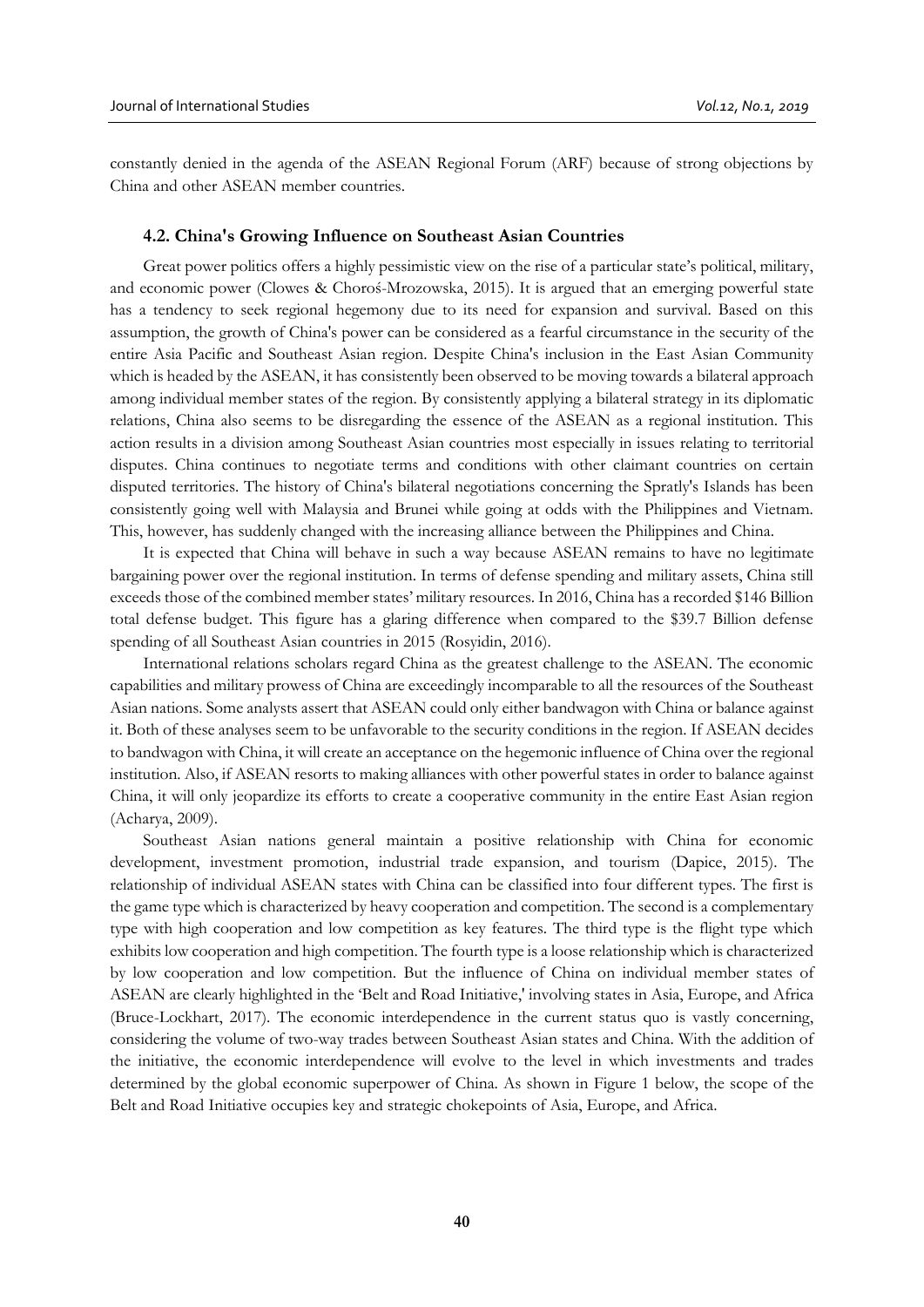constantly denied in the agenda of the ASEAN Regional Forum (ARF) because of strong objections by China and other ASEAN member countries.

### 4.2. China's Growing Influence on Southeast Asian Countries

Great power politics offers a highly pessimistic view on the rise of a particular state's political, military, and economic power (Clowes & Choroś-Mrozowska, 2015). It is argued that an emerging powerful state has a tendency to seek regional hegemony due to its need for expansion and survival. Based on this assumption, the growth of China's power can be considered as a fearful circumstance in the security of the entire Asia Pacific and Southeast Asian region. Despite China's inclusion in the East Asian Community which is headed by the ASEAN, it has consistently been observed to be moving towards a bilateral approach among individual member states of the region. By consistently applying a bilateral strategy in its diplomatic relations, China also seems to be disregarding the essence of the ASEAN as a regional institution. This action results in a division among Southeast Asian countries most especially in issues relating to territorial disputes. China continues to negotiate terms and conditions with other claimant countries on certain disputed territories. The history of China's bilateral negotiations concerning the Spratly's Islands has been consistently going well with Malaysia and Brunei while going at odds with the Philippines and Vietnam. This, however, has suddenly changed with the increasing alliance between the Philippines and China.

It is expected that China will behave in such a way because ASEAN remains to have no legitimate bargaining power over the regional institution. In terms of defense spending and military assets, China still exceeds those of the combined member states' military resources. In 2016, China has a recorded $146 Billion total defense budget. This figure has a glaring difference when compared to the $39.7 Billion defense spending of all Southeast Asian countries in 2015 (Rosyidin, 2016).

International relations scholars regard China as the greatest challenge to the ASEAN. The economic capabilities and military prowess of China are exceedingly incomparable to all the resources of the Southeast Asian nations. Some analysts assert that ASEAN could only either bandwagon with China or balance against it. Both of these analyses seem to be unfavorable to the security conditions in the region. If ASEAN decides to bandwagon with China, it will create an acceptance on the hegemonic influence of China over the regional institution. Also, if ASEAN resorts to making alliances with other powerful states in order to balance against China, it will only jeopardize its efforts to create a cooperative community in the entire East Asian region (Acharya, 2009).

Southeast Asian nations general maintain a positive relationship with China for economic development, investment promotion, industrial trade expansion, and tourism (Dapice, 2015). The relationship of individual ASEAN states with China can be classified into four different types. The first is the game type which is characterized by heavy cooperation and competition. The second is a complementary type with high cooperation and low competition as key features. The third type is the flight type which exhibits low cooperation and high competition. The fourth type is a loose relationship which is characterized by low cooperation and low competition. But the influence of China on individual member states of ASEAN are clearly highlighted in the 'Belt and Road Initiative,' involving states in Asia, Europe, and Africa (Bruce-Lockhart, 2017). The economic interdependence in the current status quo is vastly concerning, considering the volume of two-way trades between Southeast Asian states and China. With the addition of the initiative, the economic interdependence will evolve to the level in which investments and trades determined by the global economic superpower of China. As shown in Figure 1 below, the scope of the Belt and Road Initiative occupies key and strategic chokepoints of Asia, Europe, and Africa.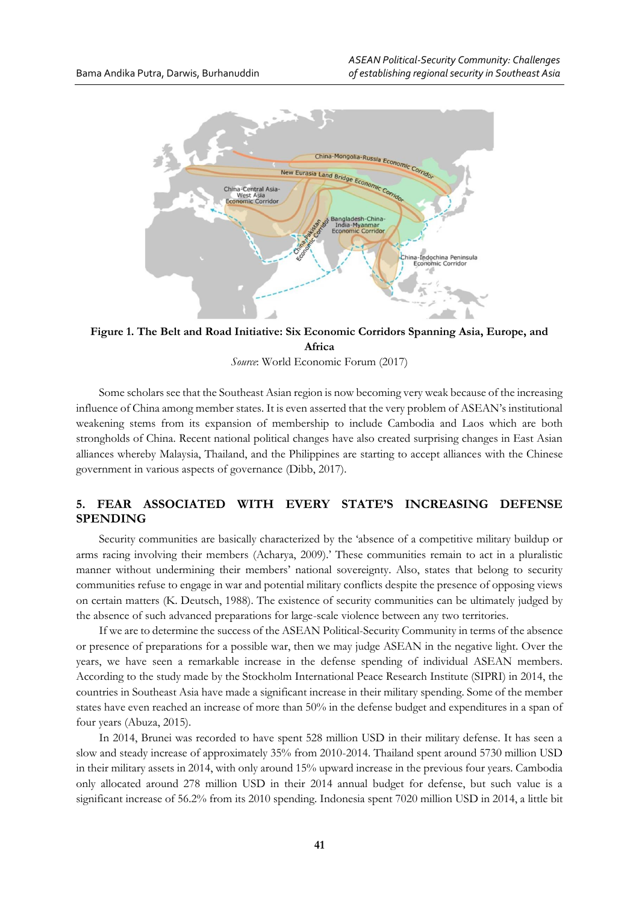**Figure 1. The Belt and Road Initiative: Six Economic Corridors Spanning Asia, Europe, and Africa**

*Source*: World Economic Forum (2017)

Some scholars see that the Southeast Asian region is now becoming very weak because of the increasing influence of China among member states. It is even asserted that the very problem of ASEAN's institutional weakening stems from its expansion of membership to include Cambodia and Laos which are both strongholds of China. Recent national political changes have also created surprising changes in East Asian alliances whereby Malaysia, Thailand, and the Philippines are starting to accept alliances with the Chinese government in various aspects of governance (Dibb, 2017).

## 5. FEAR ASSOCIATED WITH EVERY STATE'S INCREASING DEFENSE SPENDING

Security communities are basically characterized by the 'absence of a competitive military buildup or arms racing involving their members (Acharya, 2009).' These communities remain to act in a pluralistic manner without undermining their members' national sovereignty. Also, states that belong to security communities refuse to engage in war and potential military conflicts despite the presence of opposing views on certain matters (K. Deutsch, 1988). The existence of security communities can be ultimately judged by the absence of such advanced preparations for large-scale violence between any two territories.

If we are to determine the success of the ASEAN Political-Security Community in terms of the absence or presence of preparations for a possible war, then we may judge ASEAN in the negative light. Over the years, we have seen a remarkable increase in the defense spending of individual ASEAN members. According to the study made by the Stockholm International Peace Research Institute (SIPRI) in 2014, the countries in Southeast Asia have made a significant increase in their military spending. Some of the member states have even reached an increase of more than 50% in the defense budget and expenditures in a span of four years (Abuza, 2015).

In 2014, Brunei was recorded to have spent 528 million USD in their military defense. It has seen a slow and steady increase of approximately 35% from 2010-2014. Thailand spent around 5730 million USD in their military assets in 2014, with only around 15% upward increase in the previous four years. Cambodia only allocated around 278 million USD in their 2014 annual budget for defense, but such value is a significant increase of 56.2% from its 2010 spending. Indonesia spent 7020 million USD in 2014, a little bit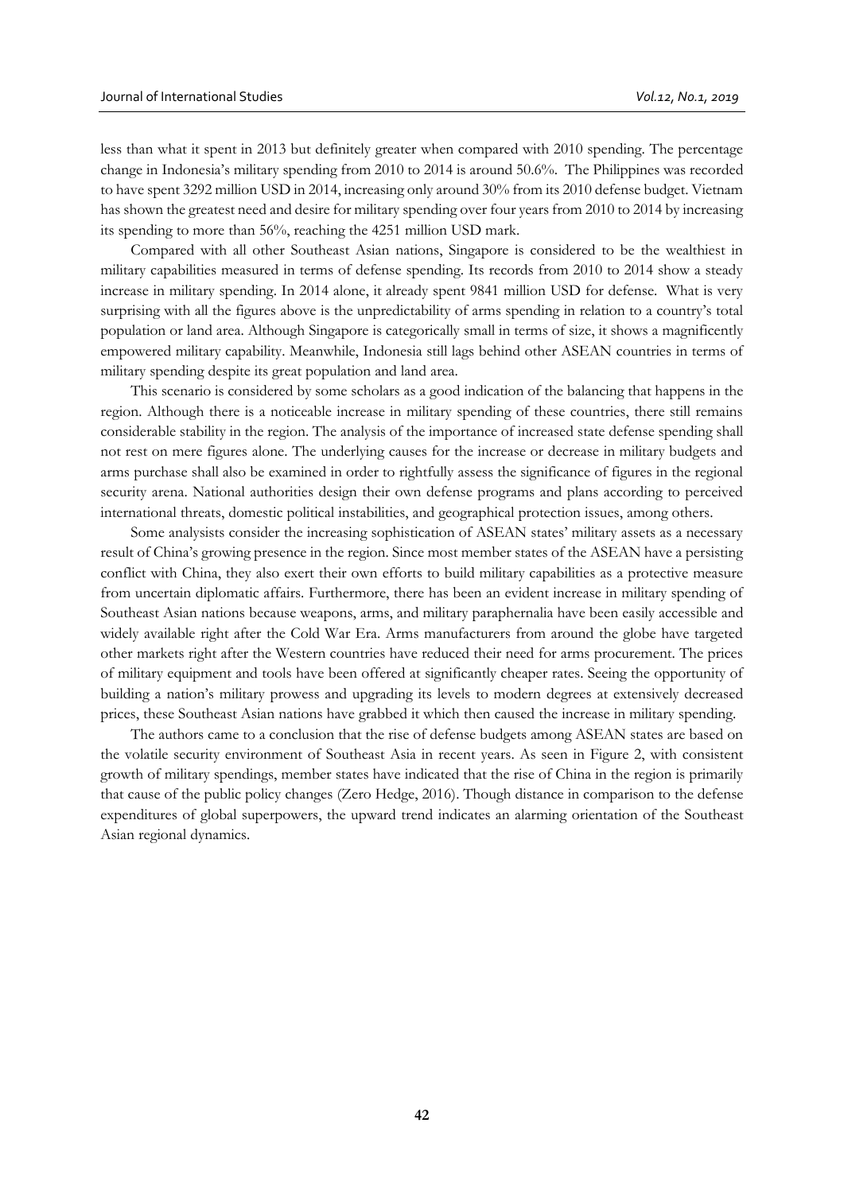less than what it spent in 2013 but definitely greater when compared with 2010 spending. The percentage change in Indonesia's military spending from 2010 to 2014 is around 50.6%. The Philippines was recorded to have spent 3292 million USD in 2014, increasing only around 30% from its 2010 defense budget. Vietnam has shown the greatest need and desire for military spending over four years from 2010 to 2014 by increasing its spending to more than 56%, reaching the 4251 million USD mark.

Compared with all other Southeast Asian nations, Singapore is considered to be the wealthiest in military capabilities measured in terms of defense spending. Its records from 2010 to 2014 show a steady increase in military spending. In 2014 alone, it already spent 9841 million USD for defense. What is very surprising with all the figures above is the unpredictability of arms spending in relation to a country's total population or land area. Although Singapore is categorically small in terms of size, it shows a magnificently empowered military capability. Meanwhile, Indonesia still lags behind other ASEAN countries in terms of military spending despite its great population and land area.

This scenario is considered by some scholars as a good indication of the balancing that happens in the region. Although there is a noticeable increase in military spending of these countries, there still remains considerable stability in the region. The analysis of the importance of increased state defense spending shall not rest on mere figures alone. The underlying causes for the increase or decrease in military budgets and arms purchase shall also be examined in order to rightfully assess the significance of figures in the regional security arena. National authorities design their own defense programs and plans according to perceived international threats, domestic political instabilities, and geographical protection issues, among others.

Some analysists consider the increasing sophistication of ASEAN states' military assets as a necessary result of China's growing presence in the region. Since most member states of the ASEAN have a persisting conflict with China, they also exert their own efforts to build military capabilities as a protective measure from uncertain diplomatic affairs. Furthermore, there has been an evident increase in military spending of Southeast Asian nations because weapons, arms, and military paraphernalia have been easily accessible and widely available right after the Cold War Era. Arms manufacturers from around the globe have targeted other markets right after the Western countries have reduced their need for arms procurement. The prices of military equipment and tools have been offered at significantly cheaper rates. Seeing the opportunity of building a nation's military prowess and upgrading its levels to modern degrees at extensively decreased prices, these Southeast Asian nations have grabbed it which then caused the increase in military spending.

The authors came to a conclusion that the rise of defense budgets among ASEAN states are based on the volatile security environment of Southeast Asia in recent years. As seen in Figure 2, with consistent growth of military spendings, member states have indicated that the rise of China in the region is primarily that cause of the public policy changes (Zero Hedge, 2016). Though distance in comparison to the defense expenditures of global superpowers, the upward trend indicates an alarming orientation of the Southeast Asian regional dynamics.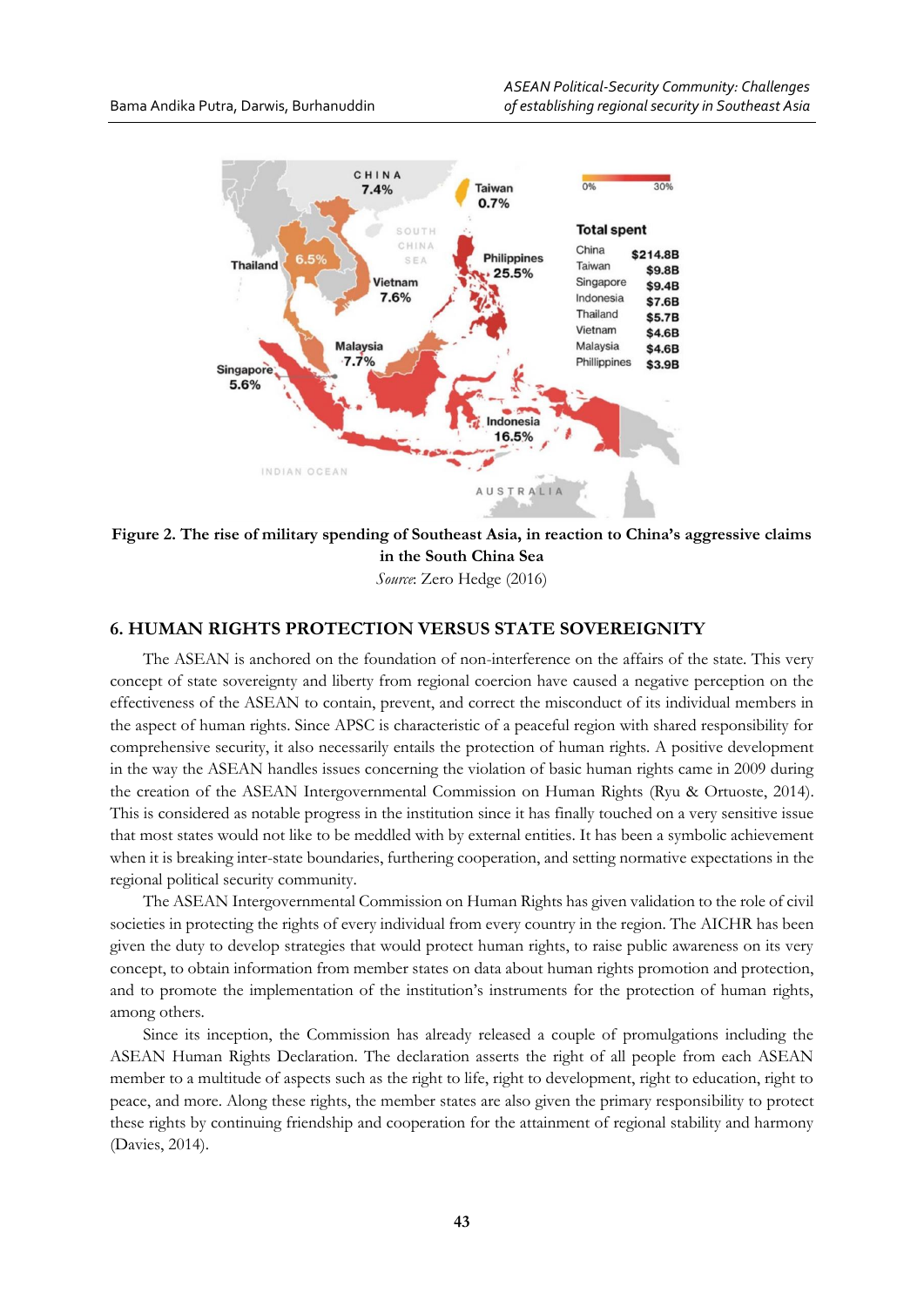**Figure 2. The rise of military spending of Southeast Asia, in reaction to China's aggressive claims in the South China Sea**

*Source*: Zero Hedge (2016)

## 6. HUMAN RIGHTS PROTECTION VERSUS STATE SOVEREIGNITY

The ASEAN is anchored on the foundation of non-interference on the affairs of the state. This very concept of state sovereignty and liberty from regional coercion have caused a negative perception on the effectiveness of the ASEAN to contain, prevent, and correct the misconduct of its individual members in the aspect of human rights. Since APSC is characteristic of a peaceful region with shared responsibility for comprehensive security, it also necessarily entails the protection of human rights. A positive development in the way the ASEAN handles issues concerning the violation of basic human rights came in 2009 during the creation of the ASEAN Intergovernmental Commission on Human Rights (Ryu & Ortuoste, 2014). This is considered as notable progress in the institution since it has finally touched on a very sensitive issue that most states would not like to be meddled with by external entities. It has been a symbolic achievement when it is breaking inter-state boundaries, furthering cooperation, and setting normative expectations in the regional political security community.

The ASEAN Intergovernmental Commission on Human Rights has given validation to the role of civil societies in protecting the rights of every individual from every country in the region. The AICHR has been given the duty to develop strategies that would protect human rights, to raise public awareness on its very concept, to obtain information from member states on data about human rights promotion and protection, and to promote the implementation of the institution's instruments for the protection of human rights, among others.

Since its inception, the Commission has already released a couple of promulgations including the ASEAN Human Rights Declaration. The declaration asserts the right of all people from each ASEAN member to a multitude of aspects such as the right to life, right to development, right to education, right to peace, and more. Along these rights, the member states are also given the primary responsibility to protect these rights by continuing friendship and cooperation for the attainment of regional stability and harmony (Davies, 2014).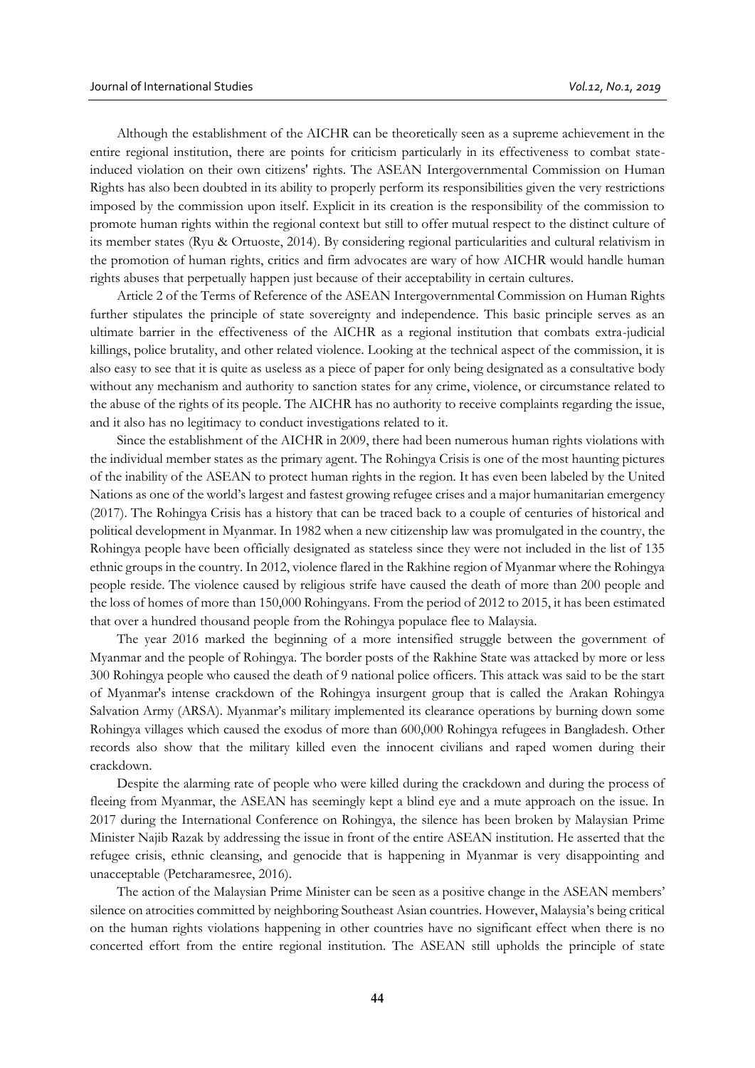Although the establishment of the AICHR can be theoretically seen as a supreme achievement in the entire regional institution, there are points for criticism particularly in its effectiveness to combat state-induced violation on their own citizens' rights. The ASEAN Intergovernmental Commission on Human Rights has also been doubted in its ability to properly perform its responsibilities given the very restrictions imposed by the commission upon itself. Explicit in its creation is the responsibility of the commission to promote human rights within the regional context but still to offer mutual respect to the distinct culture of its member states (Ryu & Ortuoste, 2014). By considering regional particularities and cultural relativism in the promotion of human rights, critics and firm advocates are wary of how AICHR would handle human rights abuses that perpetually happen just because of their acceptability in certain cultures.

Article 2 of the Terms of Reference of the ASEAN Intergovernmental Commission on Human Rights further stipulates the principle of state sovereignty and independence. This basic principle serves as an ultimate barrier in the effectiveness of the AICHR as a regional institution that combats extra-judicial killings, police brutality, and other related violence. Looking at the technical aspect of the commission, it is also easy to see that it is quite as useless as a piece of paper for only being designated as a consultative body without any mechanism and authority to sanction states for any crime, violence, or circumstance related to the abuse of the rights of its people. The AICHR has no authority to receive complaints regarding the issue, and it also has no legitimacy to conduct investigations related to it.

Since the establishment of the AICHR in 2009, there had been numerous human rights violations with the individual member states as the primary agent. The Rohingya Crisis is one of the most haunting pictures of the inability of the ASEAN to protect human rights in the region. It has even been labeled by the United Nations as one of the world's largest and fastest growing refugee crises and a major humanitarian emergency (2017). The Rohingya Crisis has a history that can be traced back to a couple of centuries of historical and political development in Myanmar. In 1982 when a new citizenship law was promulgated in the country, the Rohingya people have been officially designated as stateless since they were not included in the list of 135 ethnic groups in the country. In 2012, violence flared in the Rakhine region of Myanmar where the Rohingya people reside. The violence caused by religious strife have caused the death of more than 200 people and the loss of homes of more than 150,000 Rohingyans. From the period of 2012 to 2015, it has been estimated that over a hundred thousand people from the Rohingya populace flee to Malaysia.

The year 2016 marked the beginning of a more intensified struggle between the government of Myanmar and the people of Rohingya. The border posts of the Rakhine State was attacked by more or less 300 Rohingya people who caused the death of 9 national police officers. This attack was said to be the start of Myanmar's intense crackdown of the Rohingya insurgent group that is called the Arakan Rohingya Salvation Army (ARSA). Myanmar's military implemented its clearance operations by burning down some Rohingya villages which caused the exodus of more than 600,000 Rohingya refugees in Bangladesh. Other records also show that the military killed even the innocent civilians and raped women during their crackdown.

Despite the alarming rate of people who were killed during the crackdown and during the process of fleeing from Myanmar, the ASEAN has seemingly kept a blind eye and a mute approach on the issue. In 2017 during the International Conference on Rohingya, the silence has been broken by Malaysian Prime Minister Najib Razak by addressing the issue in front of the entire ASEAN institution. He asserted that the refugee crisis, ethnic cleansing, and genocide that is happening in Myanmar is very disappointing and unacceptable (Petcharamesree, 2016).

The action of the Malaysian Prime Minister can be seen as a positive change in the ASEAN members' silence on atrocities committed by neighboring Southeast Asian countries. However, Malaysia's being critical on the human rights violations happening in other countries have no significant effect when there is no concerted effort from the entire regional institution. The ASEAN still upholds the principle of state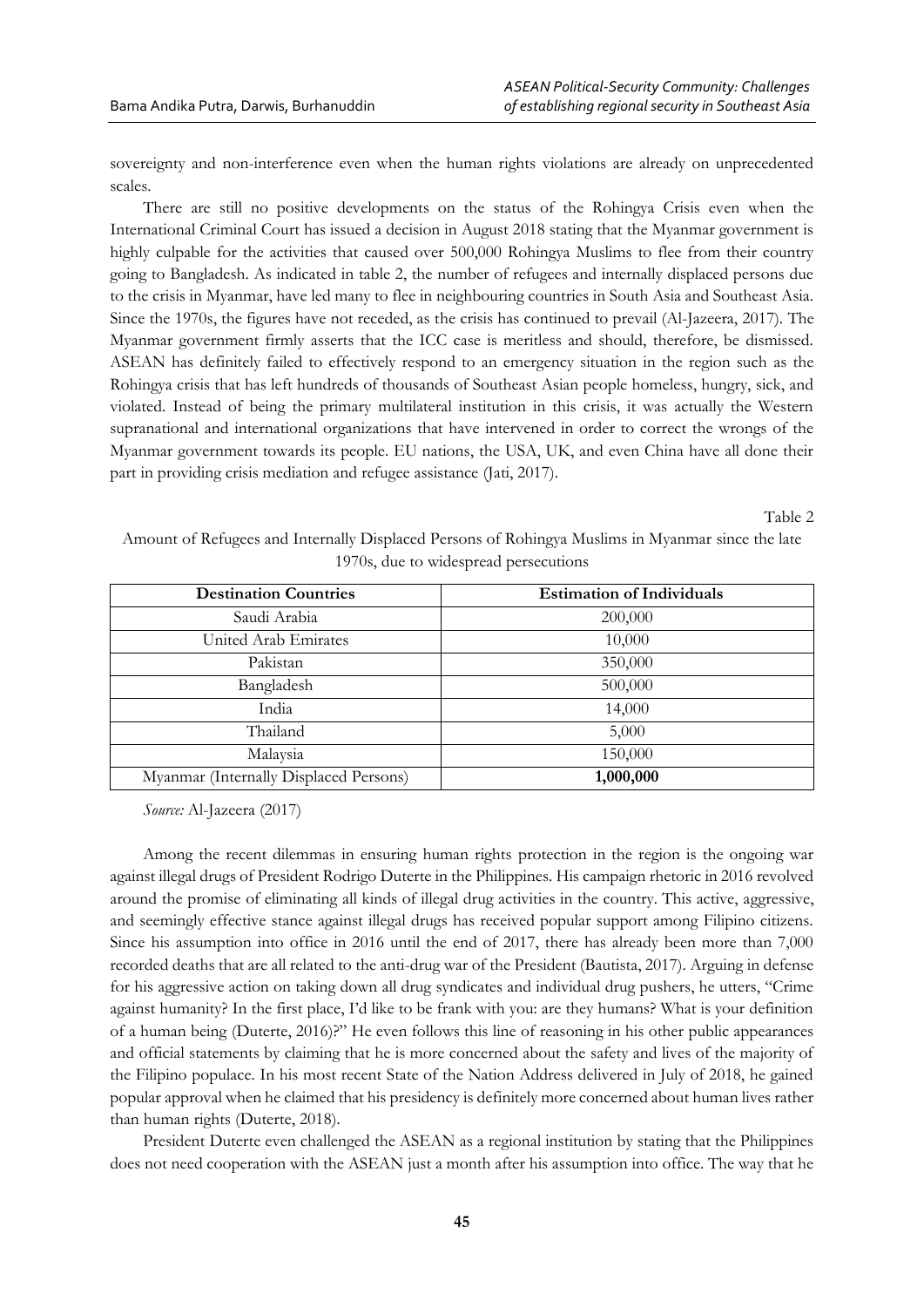sovereignty and non-interference even when the human rights violations are already on unprecedented scales.

There are still no positive developments on the status of the Rohingya Crisis even when the International Criminal Court has issued a decision in August 2018 stating that the Myanmar government is highly culpable for the activities that caused over 500,000 Rohingya Muslims to flee from their country going to Bangladesh. As indicated in table 2, the number of refugees and internally displaced persons due to the crisis in Myanmar, have led many to flee in neighbouring countries in South Asia and Southeast Asia. Since the 1970s, the figures have not receded, as the crisis has continued to prevail (Al-Jazeera, 2017). The Myanmar government firmly asserts that the ICC case is meritless and should, therefore, be dismissed. ASEAN has definitely failed to effectively respond to an emergency situation in the region such as the Rohingya crisis that has left hundreds of thousands of Southeast Asian people homeless, hungry, sick, and violated. Instead of being the primary multilateral institution in this crisis, it was actually the Western supranational and international organizations that have intervened in order to correct the wrongs of the Myanmar government towards its people. EU nations, the USA, UK, and even China have all done their part in providing crisis mediation and refugee assistance (Jati, 2017).

Table 2

Amount of Refugees and Internally Displaced Persons of Rohingya Muslims in Myanmar since the late 1970s, due to widespread persecutions

| Destination Countries | Estimation of Individuals |
|---|---|
| Saudi Arabia | 200,000 |
| United Arab Emirates | 10,000 |
| Pakistan | 350,000 |
| Bangladesh | 500,000 |
| India | 14,000 |
| Thailand | 5,000 |
| Malaysia | 150,000 |
| Myanmar (Internally Displaced Persons) | **1,000,000** |

*Source:* Al-Jazeera (2017)

Among the recent dilemmas in ensuring human rights protection in the region is the ongoing war against illegal drugs of President Rodrigo Duterte in the Philippines. His campaign rhetoric in 2016 revolved around the promise of eliminating all kinds of illegal drug activities in the country. This active, aggressive, and seemingly effective stance against illegal drugs has received popular support among Filipino citizens. Since his assumption into office in 2016 until the end of 2017, there has already been more than 7,000 recorded deaths that are all related to the anti-drug war of the President (Bautista, 2017). Arguing in defense for his aggressive action on taking down all drug syndicates and individual drug pushers, he utters, "Crime against humanity? In the first place, I'd like to be frank with you: are they humans? What is your definition of a human being (Duterte, 2016)?" He even follows this line of reasoning in his other public appearances and official statements by claiming that he is more concerned about the safety and lives of the majority of the Filipino populace. In his most recent State of the Nation Address delivered in July of 2018, he gained popular approval when he claimed that his presidency is definitely more concerned about human lives rather than human rights (Duterte, 2018).

President Duterte even challenged the ASEAN as a regional institution by stating that the Philippines does not need cooperation with the ASEAN just a month after his assumption into office. The way that he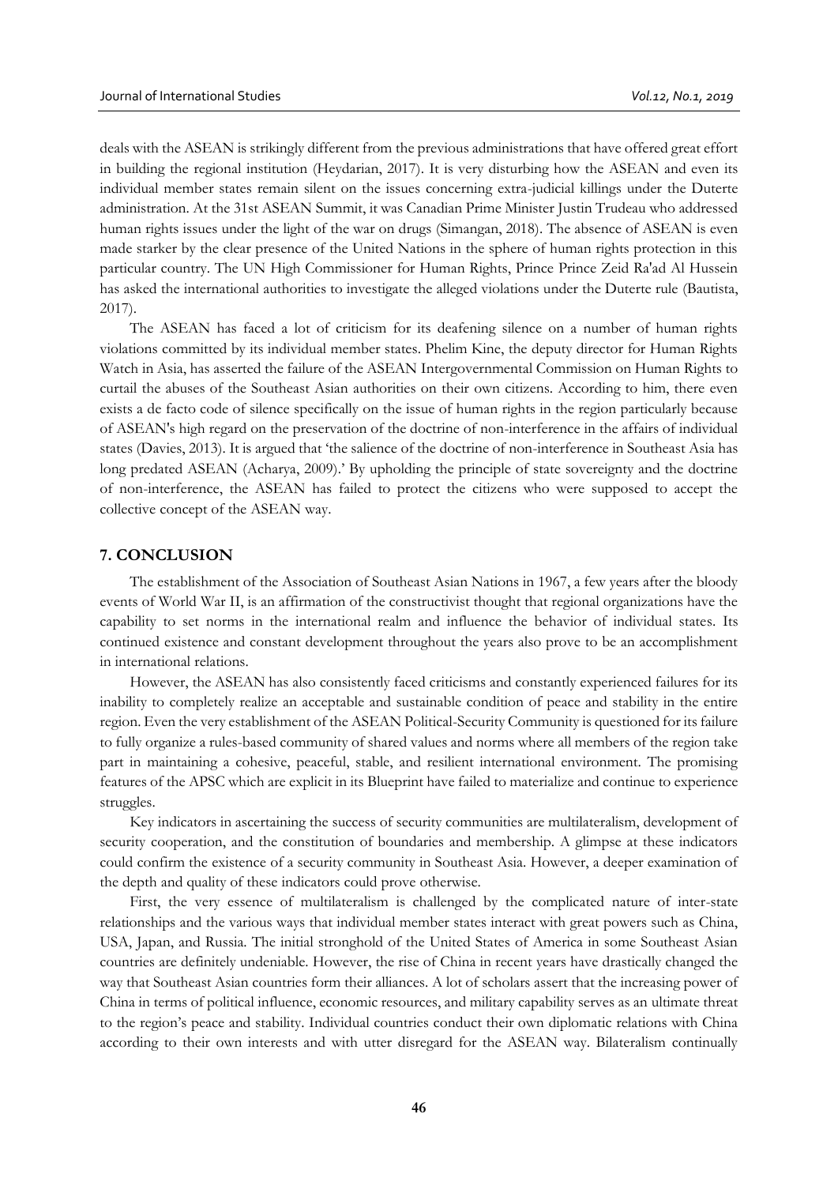deals with the ASEAN is strikingly different from the previous administrations that have offered great effort in building the regional institution (Heydarian, 2017). It is very disturbing how the ASEAN and even its individual member states remain silent on the issues concerning extra-judicial killings under the Duterte administration. At the 31st ASEAN Summit, it was Canadian Prime Minister Justin Trudeau who addressed human rights issues under the light of the war on drugs (Simangan, 2018). The absence of ASEAN is even made starker by the clear presence of the United Nations in the sphere of human rights protection in this particular country. The UN High Commissioner for Human Rights, Prince Prince Zeid Ra'ad Al Hussein has asked the international authorities to investigate the alleged violations under the Duterte rule (Bautista, 2017).

The ASEAN has faced a lot of criticism for its deafening silence on a number of human rights violations committed by its individual member states. Phelim Kine, the deputy director for Human Rights Watch in Asia, has asserted the failure of the ASEAN Intergovernmental Commission on Human Rights to curtail the abuses of the Southeast Asian authorities on their own citizens. According to him, there even exists a de facto code of silence specifically on the issue of human rights in the region particularly because of ASEAN's high regard on the preservation of the doctrine of non-interference in the affairs of individual states (Davies, 2013). It is argued that 'the salience of the doctrine of non-interference in Southeast Asia has long predated ASEAN (Acharya, 2009).' By upholding the principle of state sovereignty and the doctrine of non-interference, the ASEAN has failed to protect the citizens who were supposed to accept the collective concept of the ASEAN way.

## 7. CONCLUSION

The establishment of the Association of Southeast Asian Nations in 1967, a few years after the bloody events of World War II, is an affirmation of the constructivist thought that regional organizations have the capability to set norms in the international realm and influence the behavior of individual states. Its continued existence and constant development throughout the years also prove to be an accomplishment in international relations.

However, the ASEAN has also consistently faced criticisms and constantly experienced failures for its inability to completely realize an acceptable and sustainable condition of peace and stability in the entire region. Even the very establishment of the ASEAN Political-Security Community is questioned for its failure to fully organize a rules-based community of shared values and norms where all members of the region take part in maintaining a cohesive, peaceful, stable, and resilient international environment. The promising features of the APSC which are explicit in its Blueprint have failed to materialize and continue to experience struggles.

Key indicators in ascertaining the success of security communities are multilateralism, development of security cooperation, and the constitution of boundaries and membership. A glimpse at these indicators could confirm the existence of a security community in Southeast Asia. However, a deeper examination of the depth and quality of these indicators could prove otherwise.

First, the very essence of multilateralism is challenged by the complicated nature of inter-state relationships and the various ways that individual member states interact with great powers such as China, USA, Japan, and Russia. The initial stronghold of the United States of America in some Southeast Asian countries are definitely undeniable. However, the rise of China in recent years have drastically changed the way that Southeast Asian countries form their alliances. A lot of scholars assert that the increasing power of China in terms of political influence, economic resources, and military capability serves as an ultimate threat to the region's peace and stability. Individual countries conduct their own diplomatic relations with China according to their own interests and with utter disregard for the ASEAN way. Bilateralism continually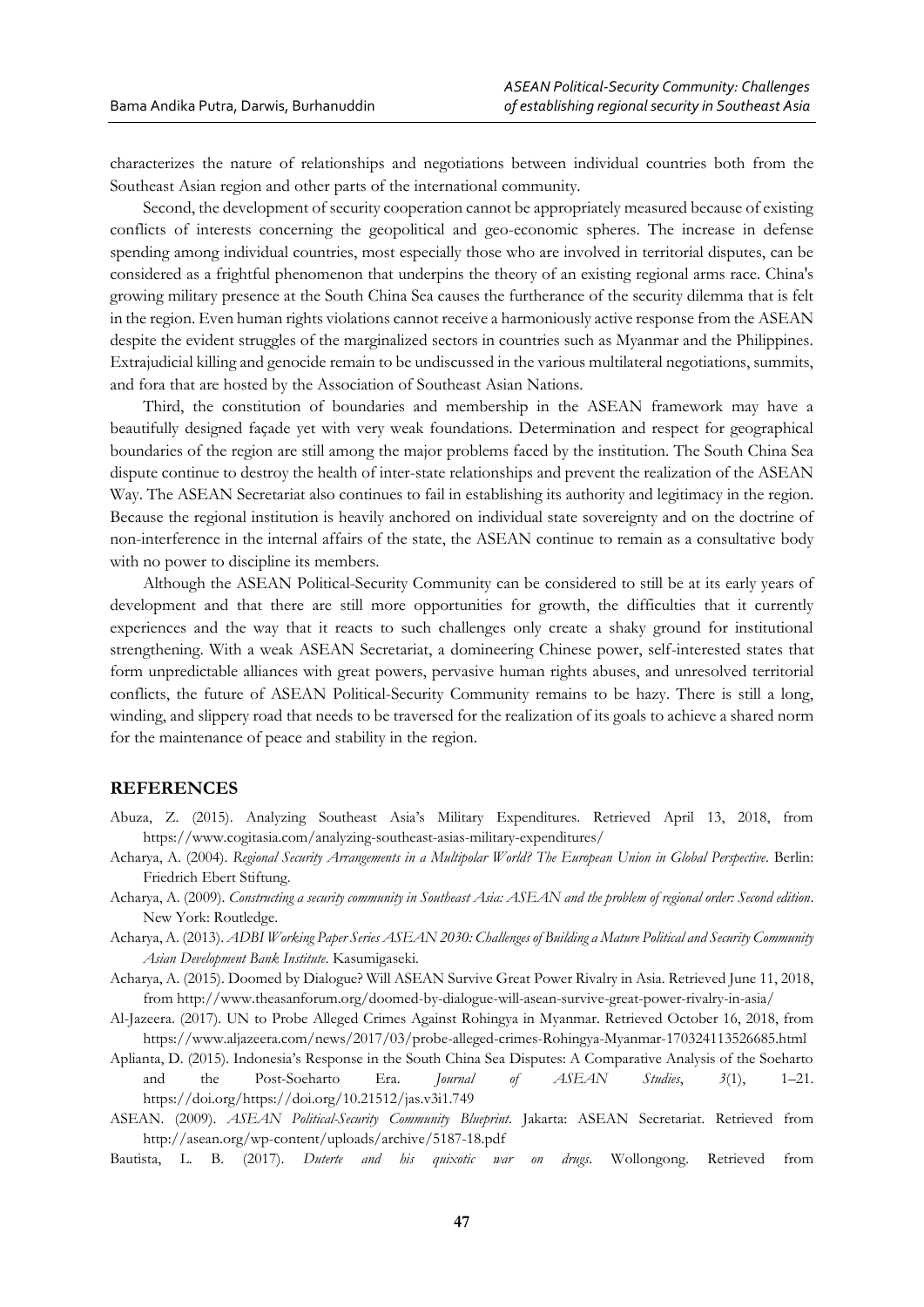characterizes the nature of relationships and negotiations between individual countries both from the Southeast Asian region and other parts of the international community.

Second, the development of security cooperation cannot be appropriately measured because of existing conflicts of interests concerning the geopolitical and geo-economic spheres. The increase in defense spending among individual countries, most especially those who are involved in territorial disputes, can be considered as a frightful phenomenon that underpins the theory of an existing regional arms race. China's growing military presence at the South China Sea causes the furtherance of the security dilemma that is felt in the region. Even human rights violations cannot receive a harmoniously active response from the ASEAN despite the evident struggles of the marginalized sectors in countries such as Myanmar and the Philippines. Extrajudicial killing and genocide remain to be undiscussed in the various multilateral negotiations, summits, and fora that are hosted by the Association of Southeast Asian Nations.

Third, the constitution of boundaries and membership in the ASEAN framework may have a beautifully designed façade yet with very weak foundations. Determination and respect for geographical boundaries of the region are still among the major problems faced by the institution. The South China Sea dispute continue to destroy the health of inter-state relationships and prevent the realization of the ASEAN Way. The ASEAN Secretariat also continues to fail in establishing its authority and legitimacy in the region. Because the regional institution is heavily anchored on individual state sovereignty and on the doctrine of non-interference in the internal affairs of the state, the ASEAN continue to remain as a consultative body with no power to discipline its members.

Although the ASEAN Political-Security Community can be considered to still be at its early years of development and that there are still more opportunities for growth, the difficulties that it currently experiences and the way that it reacts to such challenges only create a shaky ground for institutional strengthening. With a weak ASEAN Secretariat, a domineering Chinese power, self-interested states that form unpredictable alliances with great powers, pervasive human rights abuses, and unresolved territorial conflicts, the future of ASEAN Political-Security Community remains to be hazy. There is still a long, winding, and slippery road that needs to be traversed for the realization of its goals to achieve a shared norm for the maintenance of peace and stability in the region.

## REFERENCES

Abuza, Z. (2015). Analyzing Southeast Asia's Military Expenditures. Retrieved April 13, 2018, from https://www.cogitasia.com/analyzing-southeast-asias-military-expenditures/

Acharya, A. (2004). *Regional Security Arrangements in a Multipolar World? The European Union in Global Perspective*. Berlin: Friedrich Ebert Stiftung.

Acharya, A. (2009). *Constructing a security community in Southeast Asia: ASEAN and the problem of regional order: Second edition*. New York: Routledge.

Acharya, A. (2013). *ADBI Working Paper Series ASEAN 2030: Challenges of Building a Mature Political and Security Community Asian Development Bank Institute*. Kasumigaseki.

Acharya, A. (2015). Doomed by Dialogue? Will ASEAN Survive Great Power Rivalry in Asia. Retrieved June 11, 2018, from http://www.theasanforum.org/doomed-by-dialogue-will-asean-survive-great-power-rivalry-in-asia/

Al-Jazeera. (2017). UN to Probe Alleged Crimes Against Rohingya in Myanmar. Retrieved October 16, 2018, from https://www.aljazeera.com/news/2017/03/probe-alleged-crimes-Rohingya-Myanmar-170324113526685.html

Aplianta, D. (2015). Indonesia's Response in the South China Sea Disputes: A Comparative Analysis of the Soeharto and the Post-Soeharto Era. *Journal of ASEAN Studies*, *3*(1), 1–21. https://doi.org/https://doi.org/10.21512/jas.v3i1.749

ASEAN. (2009). *ASEAN Political-Security Community Blueprint*. Jakarta: ASEAN Secretariat. Retrieved from http://asean.org/wp-content/uploads/archive/5187-18.pdf

Bautista, L. B. (2017). *Duterte and his quixotic war on drugs*. Wollongong. Retrieved from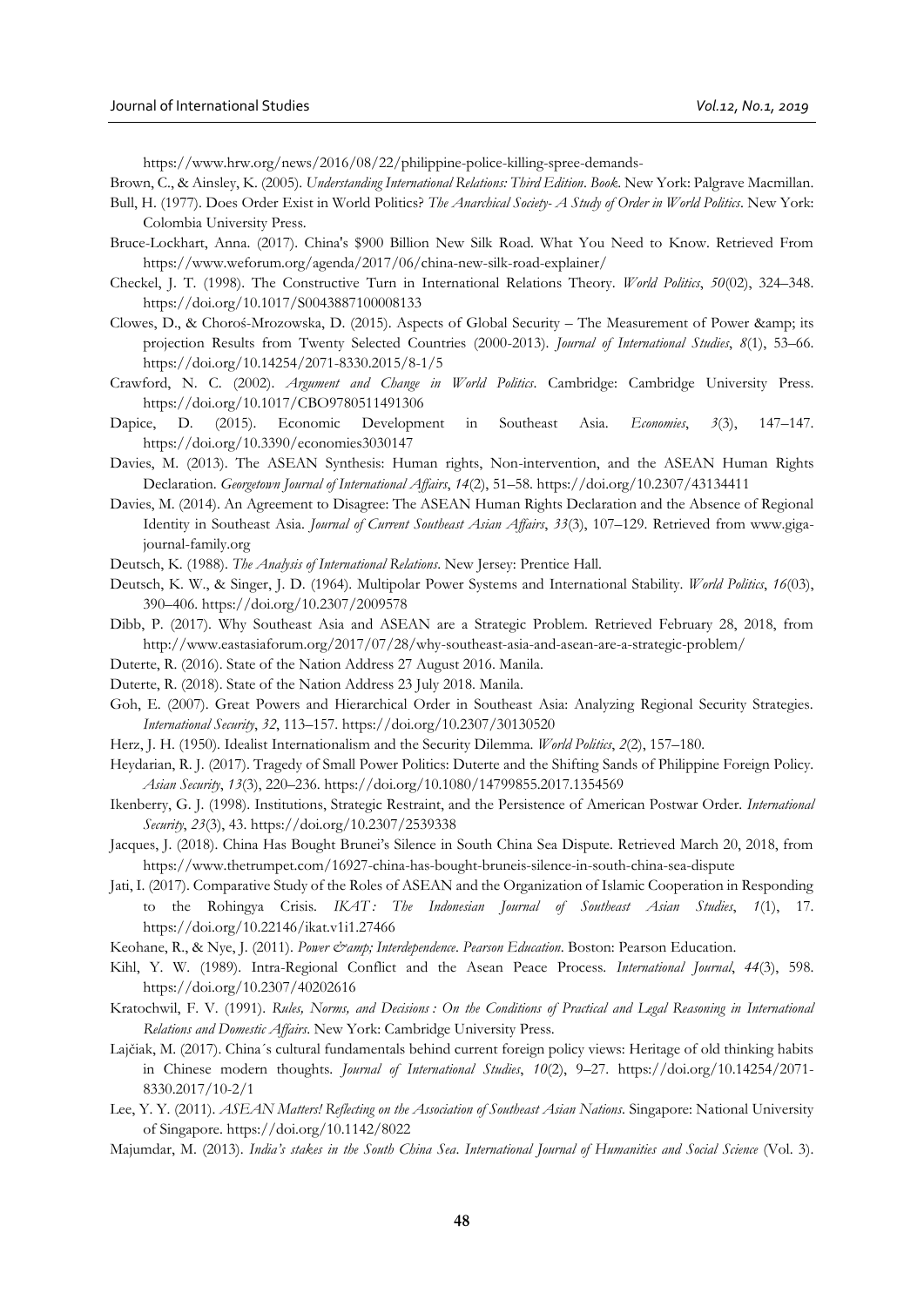https://www.hrw.org/news/2016/08/22/philippine-police-killing-spree-demands-

Brown, C., & Ainsley, K. (2005). *Understanding International Relations: Third Edition*. *Book*. New York: Palgrave Macmillan.

Bull, H. (1977). Does Order Exist in World Politics? *The Anarchical Society- A Study of Order in World Politics*. New York: Colombia University Press.

Bruce-Lockhart, Anna. (2017). China's $900 Billion New Silk Road. What You Need to Know. Retrieved From https://www.weforum.org/agenda/2017/06/china-new-silk-road-explainer/

Checkel, J. T. (1998). The Constructive Turn in International Relations Theory. *World Politics*, *50*(02), 324–348. https://doi.org/10.1017/S0043887100008133

Clowes, D., & Choroś-Mrozowska, D. (2015). Aspects of Global Security – The Measurement of Power &amp; its projection Results from Twenty Selected Countries (2000-2013). *Journal of International Studies*, *8*(1), 53–66. https://doi.org/10.14254/2071-8330.2015/8-1/5

Crawford, N. C. (2002). *Argument and Change in World Politics*. Cambridge: Cambridge University Press. https://doi.org/10.1017/CBO9780511491306

Dapice, D. (2015). Economic Development in Southeast Asia. *Economies*, *3*(3), 147–147. https://doi.org/10.3390/economies3030147

Davies, M. (2013). The ASEAN Synthesis: Human rights, Non-intervention, and the ASEAN Human Rights Declaration. *Georgetown Journal of International Affairs*, *14*(2), 51–58. https://doi.org/10.2307/43134411

Davies, M. (2014). An Agreement to Disagree: The ASEAN Human Rights Declaration and the Absence of Regional Identity in Southeast Asia. *Journal of Current Southeast Asian Affairs*, *33*(3), 107–129. Retrieved from www.giga-journal-family.org

Deutsch, K. (1988). *The Analysis of International Relations*. New Jersey: Prentice Hall.

Deutsch, K. W., & Singer, J. D. (1964). Multipolar Power Systems and International Stability. *World Politics*, *16*(03), 390–406. https://doi.org/10.2307/2009578

Dibb, P. (2017). Why Southeast Asia and ASEAN are a Strategic Problem. Retrieved February 28, 2018, from http://www.eastasiaforum.org/2017/07/28/why-southeast-asia-and-asean-are-a-strategic-problem/

Duterte, R. (2016). State of the Nation Address 27 August 2016. Manila.

Duterte, R. (2018). State of the Nation Address 23 July 2018. Manila.

Goh, E. (2007). Great Powers and Hierarchical Order in Southeast Asia: Analyzing Regional Security Strategies. *International Security*, *32*, 113–157. https://doi.org/10.2307/30130520

Herz, J. H. (1950). Idealist Internationalism and the Security Dilemma. *World Politics*, *2*(2), 157–180.

Heydarian, R. J. (2017). Tragedy of Small Power Politics: Duterte and the Shifting Sands of Philippine Foreign Policy. *Asian Security*, *13*(3), 220–236. https://doi.org/10.1080/14799855.2017.1354569

Ikenberry, G. J. (1998). Institutions, Strategic Restraint, and the Persistence of American Postwar Order. *International Security*, *23*(3), 43. https://doi.org/10.2307/2539338

Jacques, J. (2018). China Has Bought Brunei's Silence in South China Sea Dispute. Retrieved March 20, 2018, from https://www.thetrumpet.com/16927-china-has-bought-bruneis-silence-in-south-china-sea-dispute

Jati, I. (2017). Comparative Study of the Roles of ASEAN and the Organization of Islamic Cooperation in Responding to the Rohingya Crisis. *IKAT : The Indonesian Journal of Southeast Asian Studies*, *1*(1), 17. https://doi.org/10.22146/ikat.v1i1.27466

Keohane, R., & Nye, J. (2011). *Power &amp; Interdependence*. *Pearson Education*. Boston: Pearson Education.

Kihl, Y. W. (1989). Intra-Regional Conflict and the Asean Peace Process. *International Journal*, *44*(3), 598. https://doi.org/10.2307/40202616

Kratochwil, F. V. (1991). *Rules, Norms, and Decisions : On the Conditions of Practical and Legal Reasoning in International Relations and Domestic Affairs*. New York: Cambridge University Press.

Lajčiak, M. (2017). China´s cultural fundamentals behind current foreign policy views: Heritage of old thinking habits in Chinese modern thoughts. *Journal of International Studies*, *10*(2), 9–27. https://doi.org/10.14254/2071-8330.2017/10-2/1

Lee, Y. Y. (2011). *ASEAN Matters! Reflecting on the Association of Southeast Asian Nations*. Singapore: National University of Singapore. https://doi.org/10.1142/8022

Majumdar, M. (2013). *India's stakes in the South China Sea*. *International Journal of Humanities and Social Science* (Vol. 3).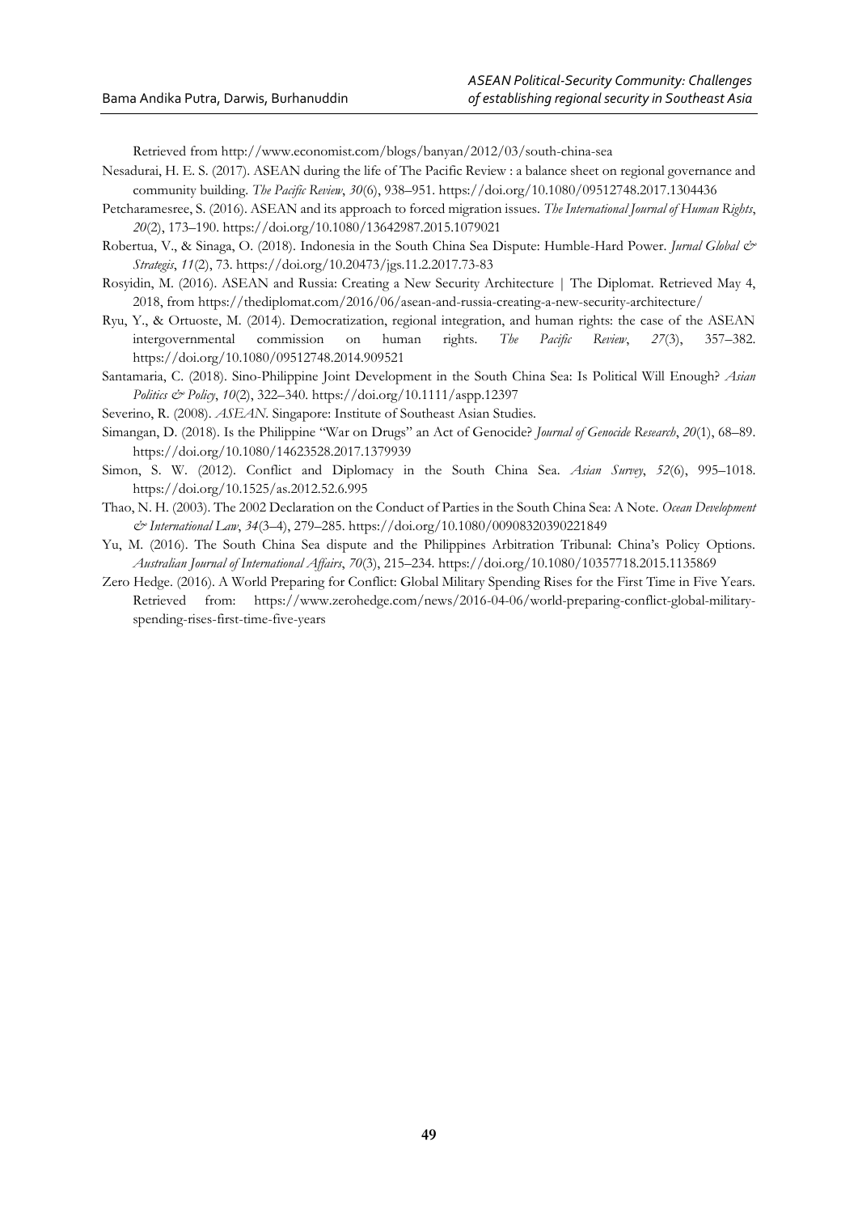Retrieved from http://www.economist.com/blogs/banyan/2012/03/south-china-sea

Nesadurai, H. E. S. (2017). ASEAN during the life of The Pacific Review : a balance sheet on regional governance and community building. *The Pacific Review*, *30*(6), 938–951. https://doi.org/10.1080/09512748.2017.1304436

Petcharamesree, S. (2016). ASEAN and its approach to forced migration issues. *The International Journal of Human Rights*, *20*(2), 173–190. https://doi.org/10.1080/13642987.2015.1079021

Robertua, V., & Sinaga, O. (2018). Indonesia in the South China Sea Dispute: Humble-Hard Power. *Jurnal Global & Strategis*, *11*(2), 73. https://doi.org/10.20473/jgs.11.2.2017.73-83

Rosyidin, M. (2016). ASEAN and Russia: Creating a New Security Architecture | The Diplomat. Retrieved May 4, 2018, from https://thediplomat.com/2016/06/asean-and-russia-creating-a-new-security-architecture/

Ryu, Y., & Ortuoste, M. (2014). Democratization, regional integration, and human rights: the case of the ASEAN intergovernmental commission on human rights. *The Pacific Review*, *27*(3), 357–382. https://doi.org/10.1080/09512748.2014.909521

Santamaria, C. (2018). Sino-Philippine Joint Development in the South China Sea: Is Political Will Enough? *Asian Politics & Policy*, *10*(2), 322–340. https://doi.org/10.1111/aspp.12397

Severino, R. (2008). *ASEAN*. Singapore: Institute of Southeast Asian Studies.

Simangan, D. (2018). Is the Philippine "War on Drugs" an Act of Genocide? *Journal of Genocide Research*, *20*(1), 68–89. https://doi.org/10.1080/14623528.2017.1379939

Simon, S. W. (2012). Conflict and Diplomacy in the South China Sea. *Asian Survey*, *52*(6), 995–1018. https://doi.org/10.1525/as.2012.52.6.995

Thao, N. H. (2003). The 2002 Declaration on the Conduct of Parties in the South China Sea: A Note. *Ocean Development & International Law*, *34*(3–4), 279–285. https://doi.org/10.1080/00908320390221849

Yu, M. (2016). The South China Sea dispute and the Philippines Arbitration Tribunal: China's Policy Options. *Australian Journal of International Affairs*, *70*(3), 215–234. https://doi.org/10.1080/10357718.2015.1135869

Zero Hedge. (2016). A World Preparing for Conflict: Global Military Spending Rises for the First Time in Five Years. Retrieved from: https://www.zerohedge.com/news/2016-04-06/world-preparing-conflict-global-military-spending-rises-first-time-five-years